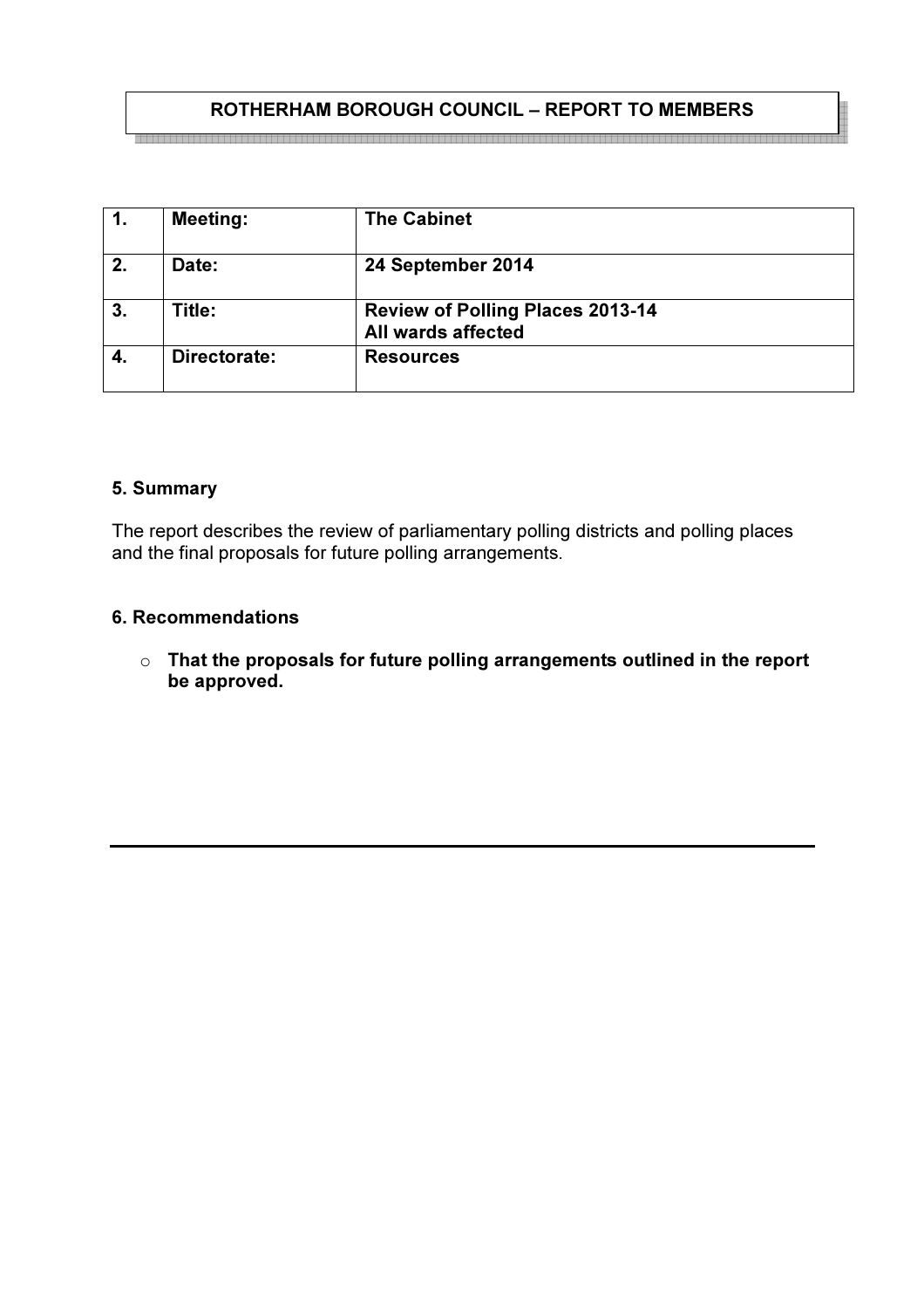**ROTHERHAM BOROUGH COUNCIL – REPORT TO MEMBERS**

| | | |
|---|---|---|
| **1.** | **Meeting:** | **The Cabinet** |
| **2.** | **Date:** | **24 September 2014** |
| **3.** | **Title:** | **Review of Polling Places 2013-14**<br>**All wards affected** |
| **4.** | **Directorate:** | **Resources** |

### 5. Summary

The report describes the review of parliamentary polling districts and polling places and the final proposals for future polling arrangements.

### 6. Recommendations

- **That the proposals for future polling arrangements outlined in the report be approved.**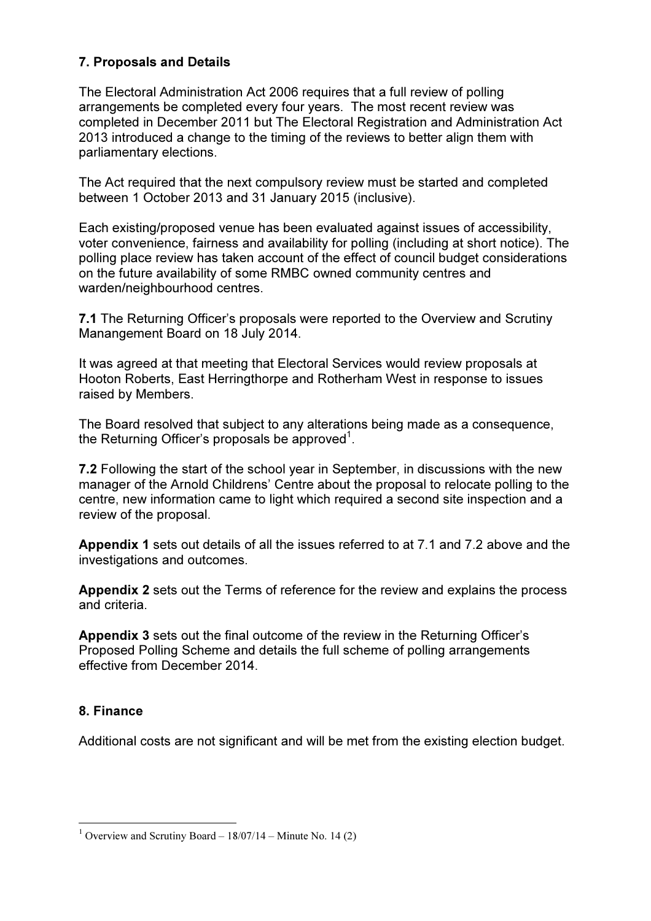## 7. Proposals and Details

The Electoral Administration Act 2006 requires that a full review of polling arrangements be completed every four years. The most recent review was completed in December 2011 but The Electoral Registration and Administration Act 2013 introduced a change to the timing of the reviews to better align them with parliamentary elections.

The Act required that the next compulsory review must be started and completed between 1 October 2013 and 31 January 2015 (inclusive).

Each existing/proposed venue has been evaluated against issues of accessibility, voter convenience, fairness and availability for polling (including at short notice). The polling place review has taken account of the effect of council budget considerations on the future availability of some RMBC owned community centres and warden/neighbourhood centres.

**7.1** The Returning Officer's proposals were reported to the Overview and Scrutiny Manangement Board on 18 July 2014.

It was agreed at that meeting that Electoral Services would review proposals at Hooton Roberts, East Herringthorpe and Rotherham West in response to issues raised by Members.

The Board resolved that subject to any alterations being made as a consequence, the Returning Officer's proposals be approved[1].

**7.2** Following the start of the school year in September, in discussions with the new manager of the Arnold Childrens' Centre about the proposal to relocate polling to the centre, new information came to light which required a second site inspection and a review of the proposal.

**Appendix 1** sets out details of all the issues referred to at 7.1 and 7.2 above and the investigations and outcomes.

**Appendix 2** sets out the Terms of reference for the review and explains the process and criteria.

**Appendix 3** sets out the final outcome of the review in the Returning Officer's Proposed Polling Scheme and details the full scheme of polling arrangements effective from December 2014.

## 8. Finance

Additional costs are not significant and will be met from the existing election budget.

---

[1] Overview and Scrutiny Board – 18/07/14 – Minute No. 14 (2)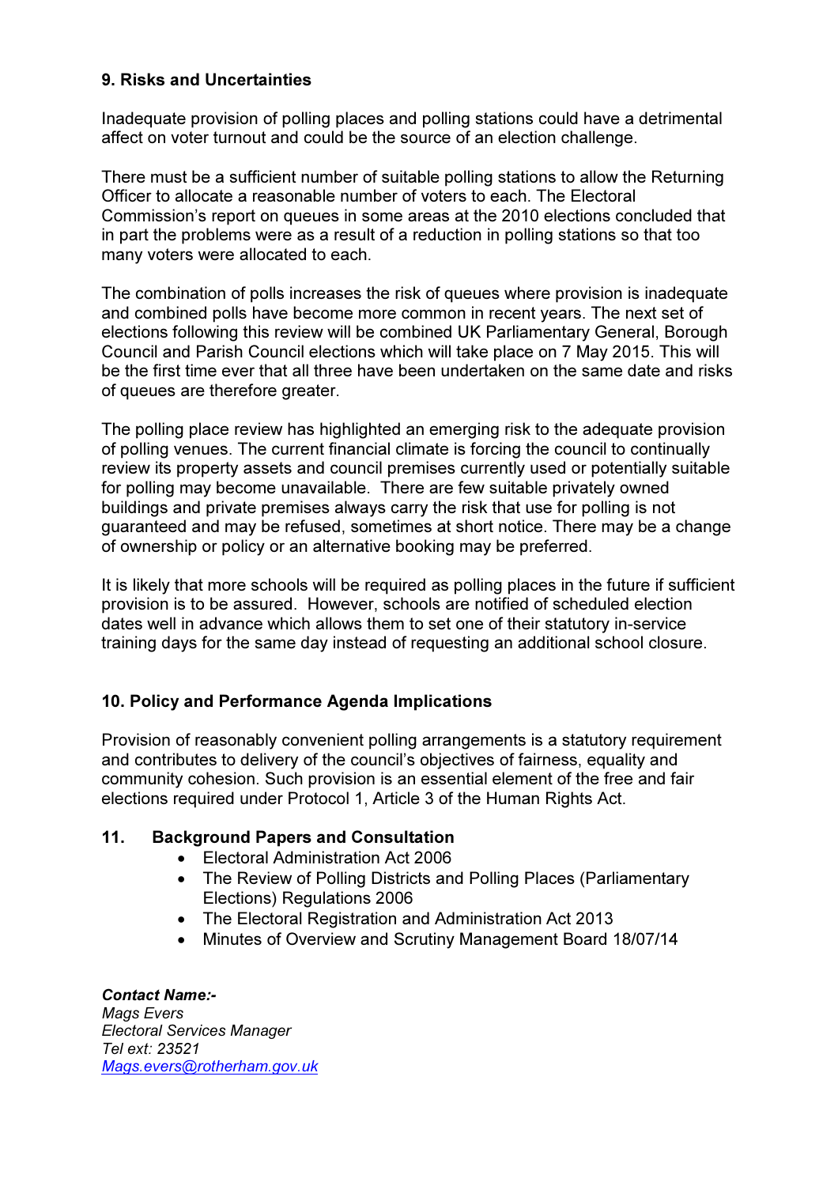## 9. Risks and Uncertainties

Inadequate provision of polling places and polling stations could have a detrimental affect on voter turnout and could be the source of an election challenge.

There must be a sufficient number of suitable polling stations to allow the Returning Officer to allocate a reasonable number of voters to each. The Electoral Commission's report on queues in some areas at the 2010 elections concluded that in part the problems were as a result of a reduction in polling stations so that too many voters were allocated to each.

The combination of polls increases the risk of queues where provision is inadequate and combined polls have become more common in recent years. The next set of elections following this review will be combined UK Parliamentary General, Borough Council and Parish Council elections which will take place on 7 May 2015. This will be the first time ever that all three have been undertaken on the same date and risks of queues are therefore greater.

The polling place review has highlighted an emerging risk to the adequate provision of polling venues. The current financial climate is forcing the council to continually review its property assets and council premises currently used or potentially suitable for polling may become unavailable. There are few suitable privately owned buildings and private premises always carry the risk that use for polling is not guaranteed and may be refused, sometimes at short notice. There may be a change of ownership or policy or an alternative booking may be preferred.

It is likely that more schools will be required as polling places in the future if sufficient provision is to be assured. However, schools are notified of scheduled election dates well in advance which allows them to set one of their statutory in-service training days for the same day instead of requesting an additional school closure.

## 10. Policy and Performance Agenda Implications

Provision of reasonably convenient polling arrangements is a statutory requirement and contributes to delivery of the council's objectives of fairness, equality and community cohesion. Such provision is an essential element of the free and fair elections required under Protocol 1, Article 3 of the Human Rights Act.

## 11. Background Papers and Consultation

- Electoral Administration Act 2006
- The Review of Polling Districts and Polling Places (Parliamentary Elections) Regulations 2006
- The Electoral Registration and Administration Act 2013
- Minutes of Overview and Scrutiny Management Board 18/07/14

***Contact Name:-***
*Mags Evers*
*Electoral Services Manager*
*Tel ext: 23521*
*Mags.evers@rotherham.gov.uk*